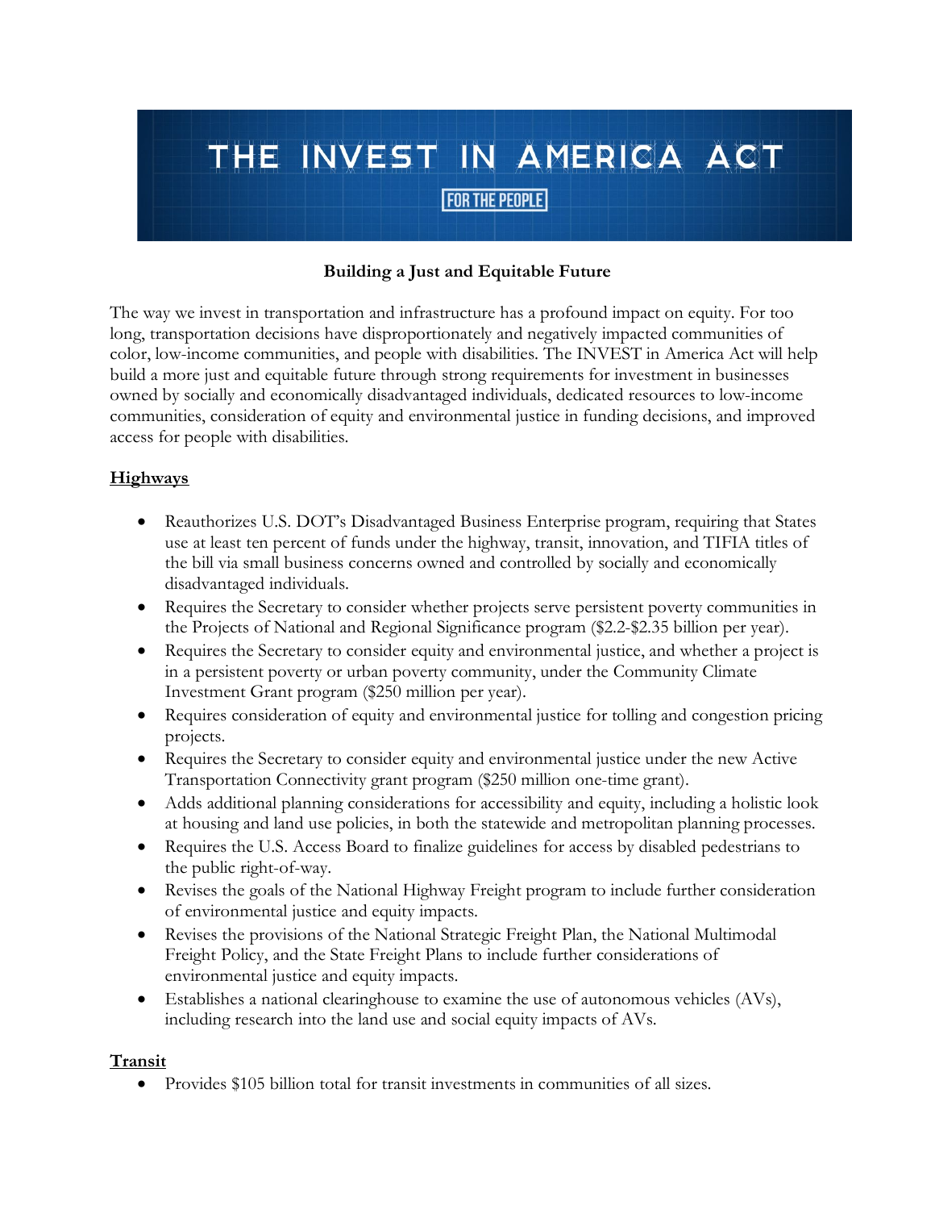# THE INVEST IN AMERICA ACT

FOR THE PEOPLE

**Building a Just and Equitable Future**

The way we invest in transportation and infrastructure has a profound impact on equity. For too long, transportation decisions have disproportionately and negatively impacted communities of color, low-income communities, and people with disabilities. The INVEST in America Act will help build a more just and equitable future through strong requirements for investment in businesses owned by socially and economically disadvantaged individuals, dedicated resources to low-income communities, consideration of equity and environmental justice in funding decisions, and improved access for people with disabilities.

## Highways

- Reauthorizes U.S. DOT's Disadvantaged Business Enterprise program, requiring that States use at least ten percent of funds under the highway, transit, innovation, and TIFIA titles of the bill via small business concerns owned and controlled by socially and economically disadvantaged individuals.
- Requires the Secretary to consider whether projects serve persistent poverty communities in the Projects of National and Regional Significance program ($2.2-$2.35 billion per year).
- Requires the Secretary to consider equity and environmental justice, and whether a project is in a persistent poverty or urban poverty community, under the Community Climate Investment Grant program ($250 million per year).
- Requires consideration of equity and environmental justice for tolling and congestion pricing projects.
- Requires the Secretary to consider equity and environmental justice under the new Active Transportation Connectivity grant program ($250 million one-time grant).
- Adds additional planning considerations for accessibility and equity, including a holistic look at housing and land use policies, in both the statewide and metropolitan planning processes.
- Requires the U.S. Access Board to finalize guidelines for access by disabled pedestrians to the public right-of-way.
- Revises the goals of the National Highway Freight program to include further consideration of environmental justice and equity impacts.
- Revises the provisions of the National Strategic Freight Plan, the National Multimodal Freight Policy, and the State Freight Plans to include further considerations of environmental justice and equity impacts.
- Establishes a national clearinghouse to examine the use of autonomous vehicles (AVs), including research into the land use and social equity impacts of AVs.

## Transit

- Provides $105 billion total for transit investments in communities of all sizes.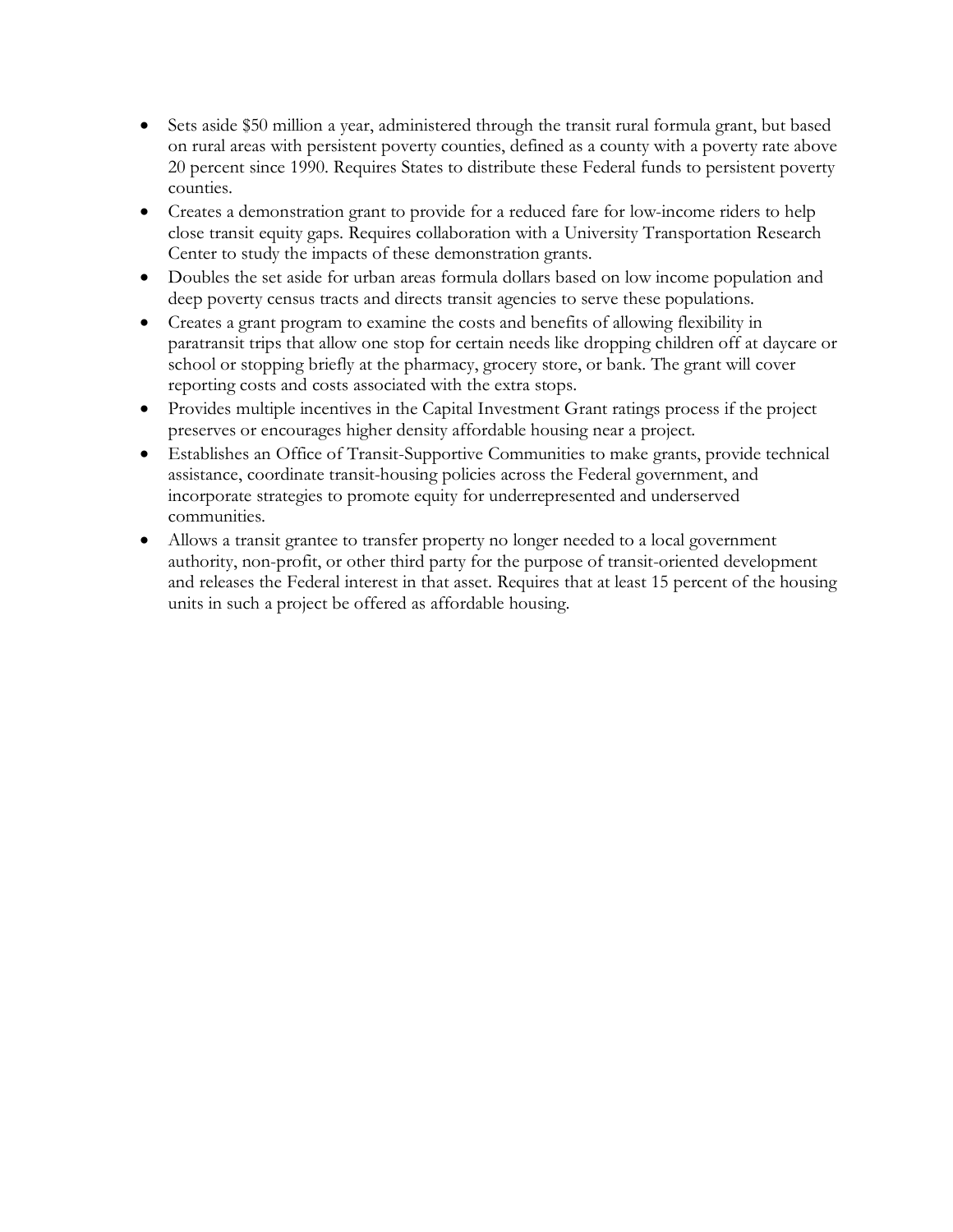- Sets aside $50 million a year, administered through the transit rural formula grant, but based on rural areas with persistent poverty counties, defined as a county with a poverty rate above 20 percent since 1990. Requires States to distribute these Federal funds to persistent poverty counties.
- Creates a demonstration grant to provide for a reduced fare for low-income riders to help close transit equity gaps. Requires collaboration with a University Transportation Research Center to study the impacts of these demonstration grants.
- Doubles the set aside for urban areas formula dollars based on low income population and deep poverty census tracts and directs transit agencies to serve these populations.
- Creates a grant program to examine the costs and benefits of allowing flexibility in paratransit trips that allow one stop for certain needs like dropping children off at daycare or school or stopping briefly at the pharmacy, grocery store, or bank. The grant will cover reporting costs and costs associated with the extra stops.
- Provides multiple incentives in the Capital Investment Grant ratings process if the project preserves or encourages higher density affordable housing near a project.
- Establishes an Office of Transit-Supportive Communities to make grants, provide technical assistance, coordinate transit-housing policies across the Federal government, and incorporate strategies to promote equity for underrepresented and underserved communities.
- Allows a transit grantee to transfer property no longer needed to a local government authority, non-profit, or other third party for the purpose of transit-oriented development and releases the Federal interest in that asset. Requires that at least 15 percent of the housing units in such a project be offered as affordable housing.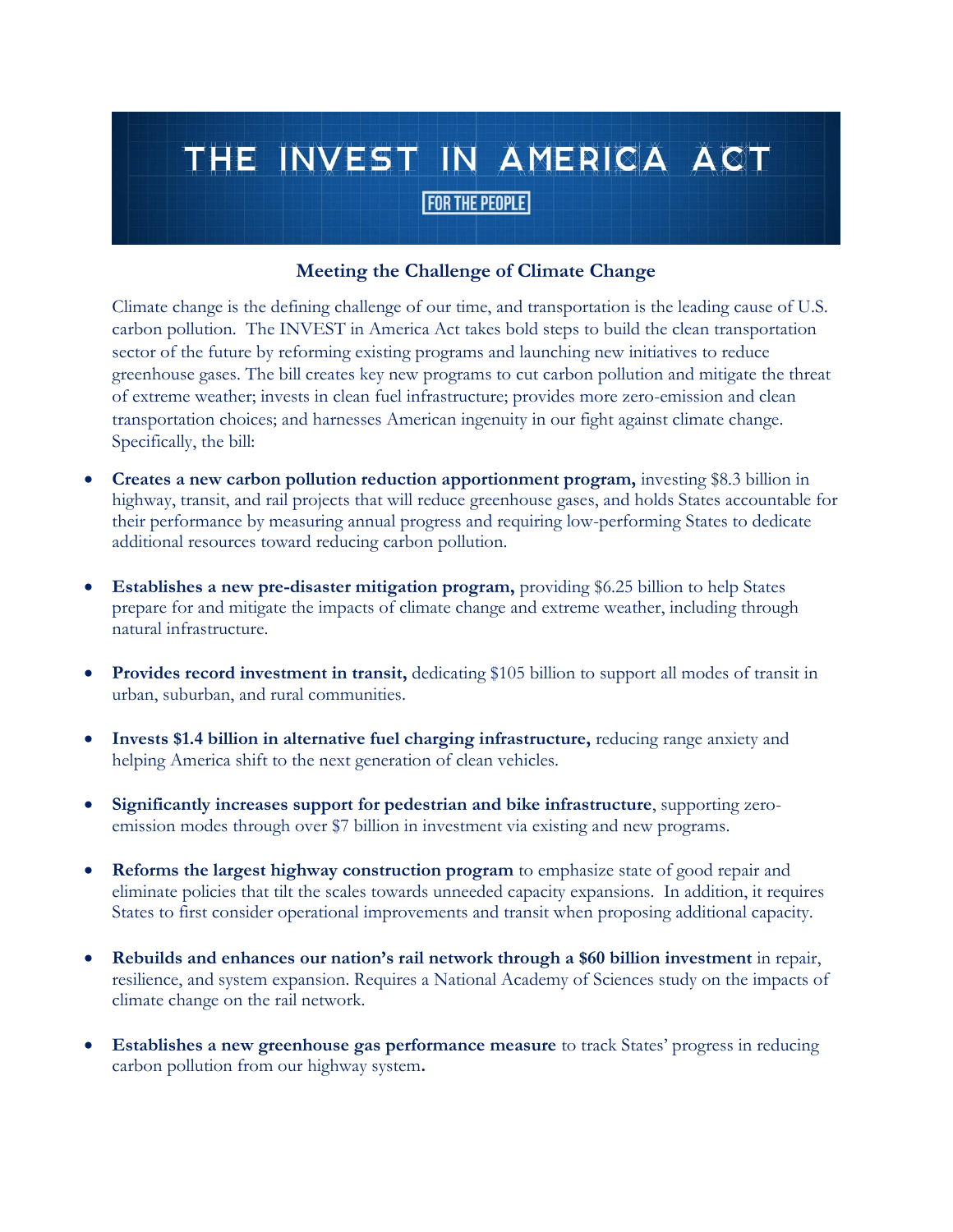# THE INVEST IN AMERICA ACT

FOR THE PEOPLE

## Meeting the Challenge of Climate Change

Climate change is the defining challenge of our time, and transportation is the leading cause of U.S. carbon pollution. The INVEST in America Act takes bold steps to build the clean transportation sector of the future by reforming existing programs and launching new initiatives to reduce greenhouse gases. The bill creates key new programs to cut carbon pollution and mitigate the threat of extreme weather; invests in clean fuel infrastructure; provides more zero-emission and clean transportation choices; and harnesses American ingenuity in our fight against climate change. Specifically, the bill:

- **Creates a new carbon pollution reduction apportionment program,** investing $8.3 billion in highway, transit, and rail projects that will reduce greenhouse gases, and holds States accountable for their performance by measuring annual progress and requiring low-performing States to dedicate additional resources toward reducing carbon pollution.

- **Establishes a new pre-disaster mitigation program,** providing $6.25 billion to help States prepare for and mitigate the impacts of climate change and extreme weather, including through natural infrastructure.

- **Provides record investment in transit,** dedicating $105 billion to support all modes of transit in urban, suburban, and rural communities.

- **Invests $1.4 billion in alternative fuel charging infrastructure,** reducing range anxiety and helping America shift to the next generation of clean vehicles.

- **Significantly increases support for pedestrian and bike infrastructure**, supporting zero-emission modes through over $7 billion in investment via existing and new programs.

- **Reforms the largest highway construction program** to emphasize state of good repair and eliminate policies that tilt the scales towards unneeded capacity expansions. In addition, it requires States to first consider operational improvements and transit when proposing additional capacity.

- **Rebuilds and enhances our nation's rail network through a $60 billion investment** in repair, resilience, and system expansion. Requires a National Academy of Sciences study on the impacts of climate change on the rail network.

- **Establishes a new greenhouse gas performance measure** to track States' progress in reducing carbon pollution from our highway system**.**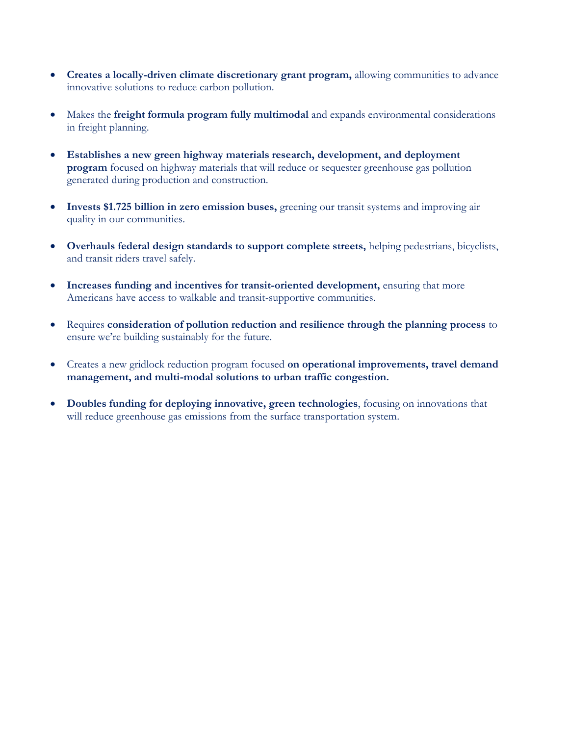- **Creates a locally-driven climate discretionary grant program,** allowing communities to advance innovative solutions to reduce carbon pollution.

- Makes the **freight formula program fully multimodal** and expands environmental considerations in freight planning.

- **Establishes a new green highway materials research, development, and deployment program** focused on highway materials that will reduce or sequester greenhouse gas pollution generated during production and construction.

- **Invests $1.725 billion in zero emission buses,** greening our transit systems and improving air quality in our communities.

- **Overhauls federal design standards to support complete streets,** helping pedestrians, bicyclists, and transit riders travel safely.

- **Increases funding and incentives for transit-oriented development,** ensuring that more Americans have access to walkable and transit-supportive communities.

- Requires **consideration of pollution reduction and resilience through the planning process** to ensure we're building sustainably for the future.

- Creates a new gridlock reduction program focused **on operational improvements, travel demand management, and multi-modal solutions to urban traffic congestion.**

- **Doubles funding for deploying innovative, green technologies**, focusing on innovations that will reduce greenhouse gas emissions from the surface transportation system.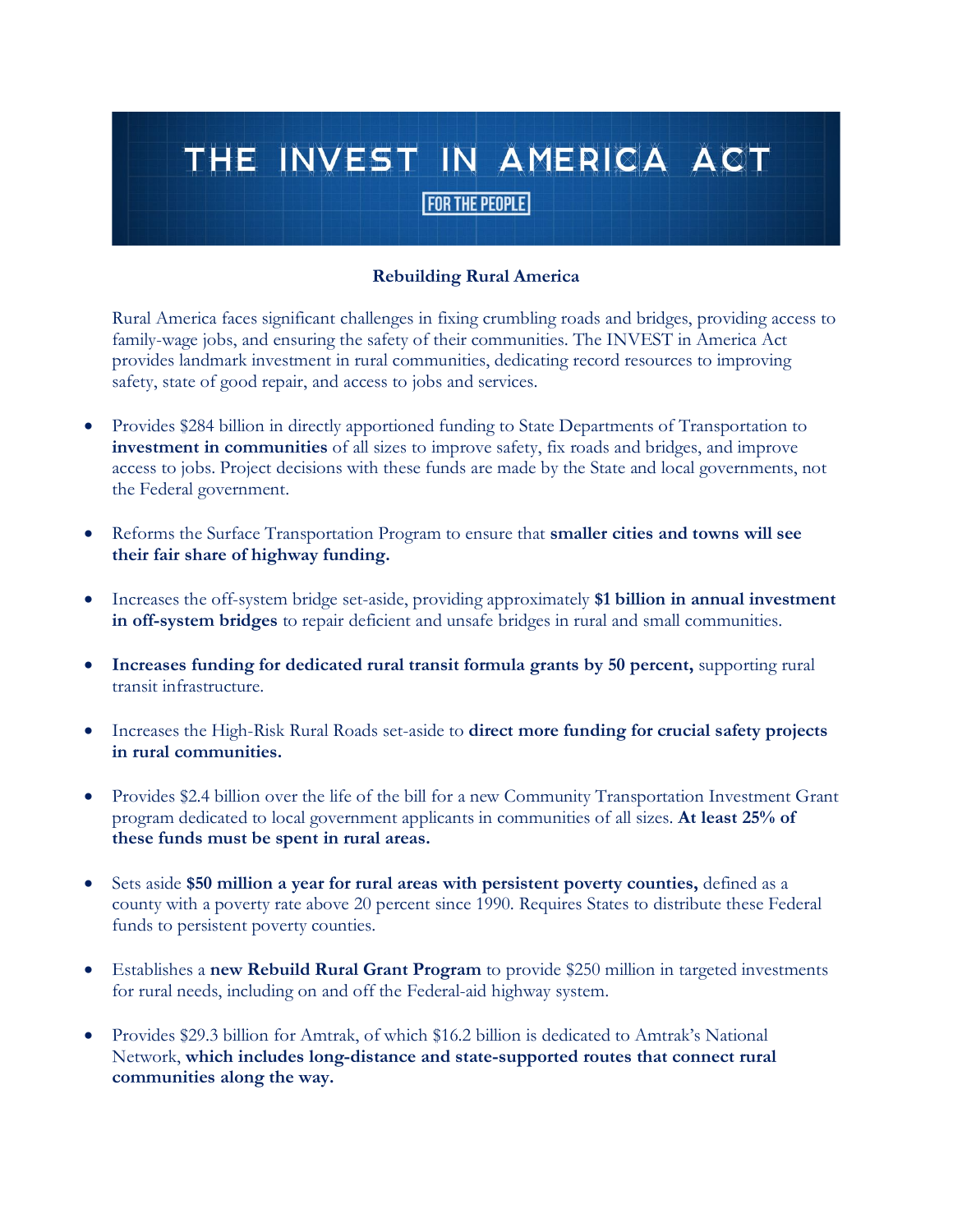# THE INVEST IN AMERICA ACT

FOR THE PEOPLE

## Rebuilding Rural America

Rural America faces significant challenges in fixing crumbling roads and bridges, providing access to family-wage jobs, and ensuring the safety of their communities. The INVEST in America Act provides landmark investment in rural communities, dedicating record resources to improving safety, state of good repair, and access to jobs and services.

- Provides $284 billion in directly apportioned funding to State Departments of Transportation to **investment in communities** of all sizes to improve safety, fix roads and bridges, and improve access to jobs. Project decisions with these funds are made by the State and local governments, not the Federal government.
- Reforms the Surface Transportation Program to ensure that **smaller cities and towns will see their fair share of highway funding.**
- Increases the off-system bridge set-aside, providing approximately **$1 billion in annual investment in off-system bridges** to repair deficient and unsafe bridges in rural and small communities.
- **Increases funding for dedicated rural transit formula grants by 50 percent,** supporting rural transit infrastructure.
- Increases the High-Risk Rural Roads set-aside to **direct more funding for crucial safety projects in rural communities.**
- Provides $2.4 billion over the life of the bill for a new Community Transportation Investment Grant program dedicated to local government applicants in communities of all sizes. **At least 25% of these funds must be spent in rural areas.**
- Sets aside **$50 million a year for rural areas with persistent poverty counties,** defined as a county with a poverty rate above 20 percent since 1990. Requires States to distribute these Federal funds to persistent poverty counties.
- Establishes a **new Rebuild Rural Grant Program** to provide $250 million in targeted investments for rural needs, including on and off the Federal-aid highway system.
- Provides $29.3 billion for Amtrak, of which $16.2 billion is dedicated to Amtrak's National Network, **which includes long-distance and state-supported routes that connect rural communities along the way.**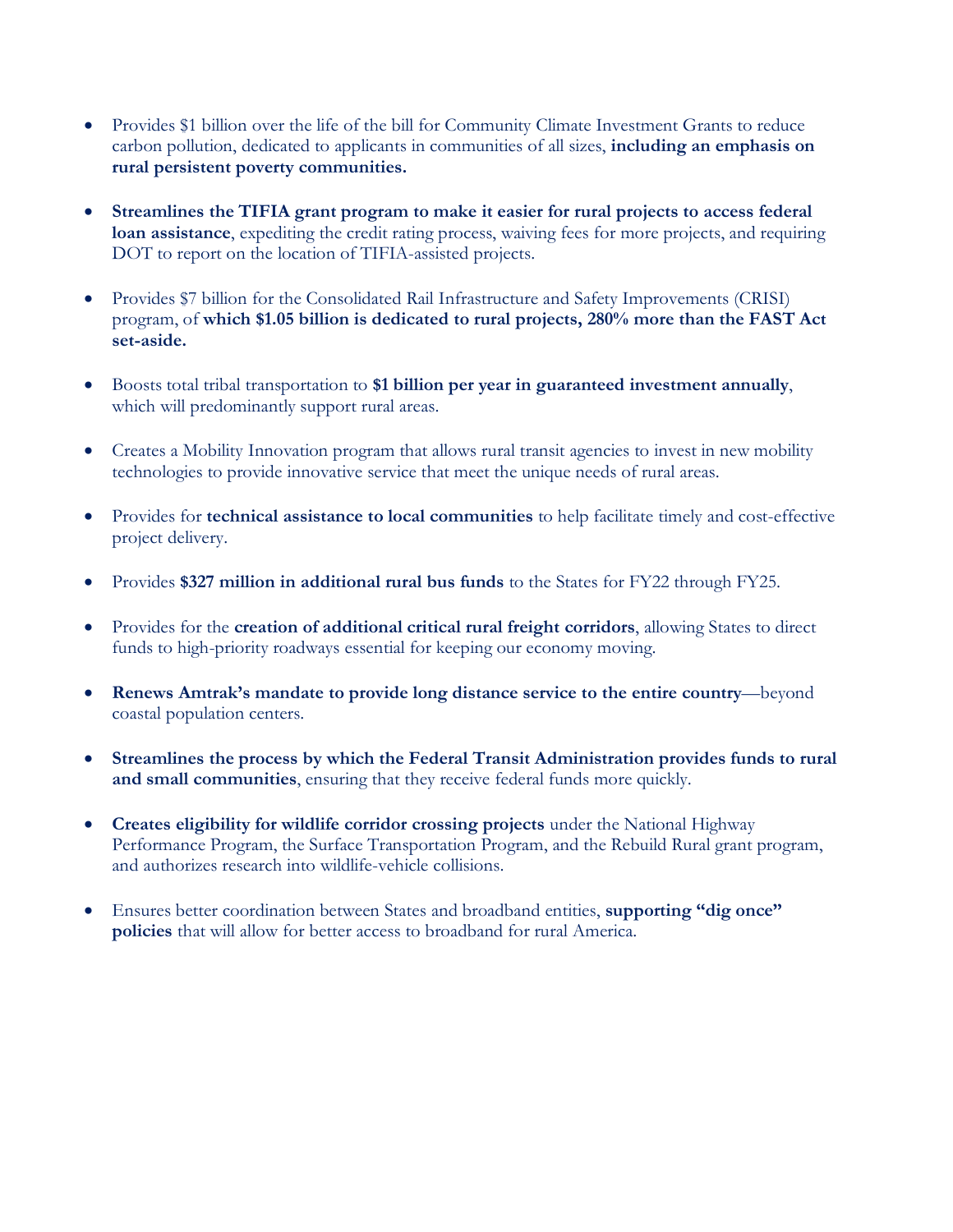- Provides $1 billion over the life of the bill for Community Climate Investment Grants to reduce carbon pollution, dedicated to applicants in communities of all sizes, **including an emphasis on rural persistent poverty communities.**

- **Streamlines the TIFIA grant program to make it easier for rural projects to access federal loan assistance**, expediting the credit rating process, waiving fees for more projects, and requiring DOT to report on the location of TIFIA-assisted projects.

- Provides $7 billion for the Consolidated Rail Infrastructure and Safety Improvements (CRISI) program, of **which $1.05 billion is dedicated to rural projects, 280% more than the FAST Act set-aside.**

- Boosts total tribal transportation to **$1 billion per year in guaranteed investment annually**, which will predominantly support rural areas.

- Creates a Mobility Innovation program that allows rural transit agencies to invest in new mobility technologies to provide innovative service that meet the unique needs of rural areas.

- Provides for **technical assistance to local communities** to help facilitate timely and cost-effective project delivery.

- Provides **$327 million in additional rural bus funds** to the States for FY22 through FY25.

- Provides for the **creation of additional critical rural freight corridors**, allowing States to direct funds to high-priority roadways essential for keeping our economy moving.

- **Renews Amtrak's mandate to provide long distance service to the entire country**—beyond coastal population centers.

- **Streamlines the process by which the Federal Transit Administration provides funds to rural and small communities**, ensuring that they receive federal funds more quickly.

- **Creates eligibility for wildlife corridor crossing projects** under the National Highway Performance Program, the Surface Transportation Program, and the Rebuild Rural grant program, and authorizes research into wildlife-vehicle collisions.

- Ensures better coordination between States and broadband entities, **supporting "dig once" policies** that will allow for better access to broadband for rural America.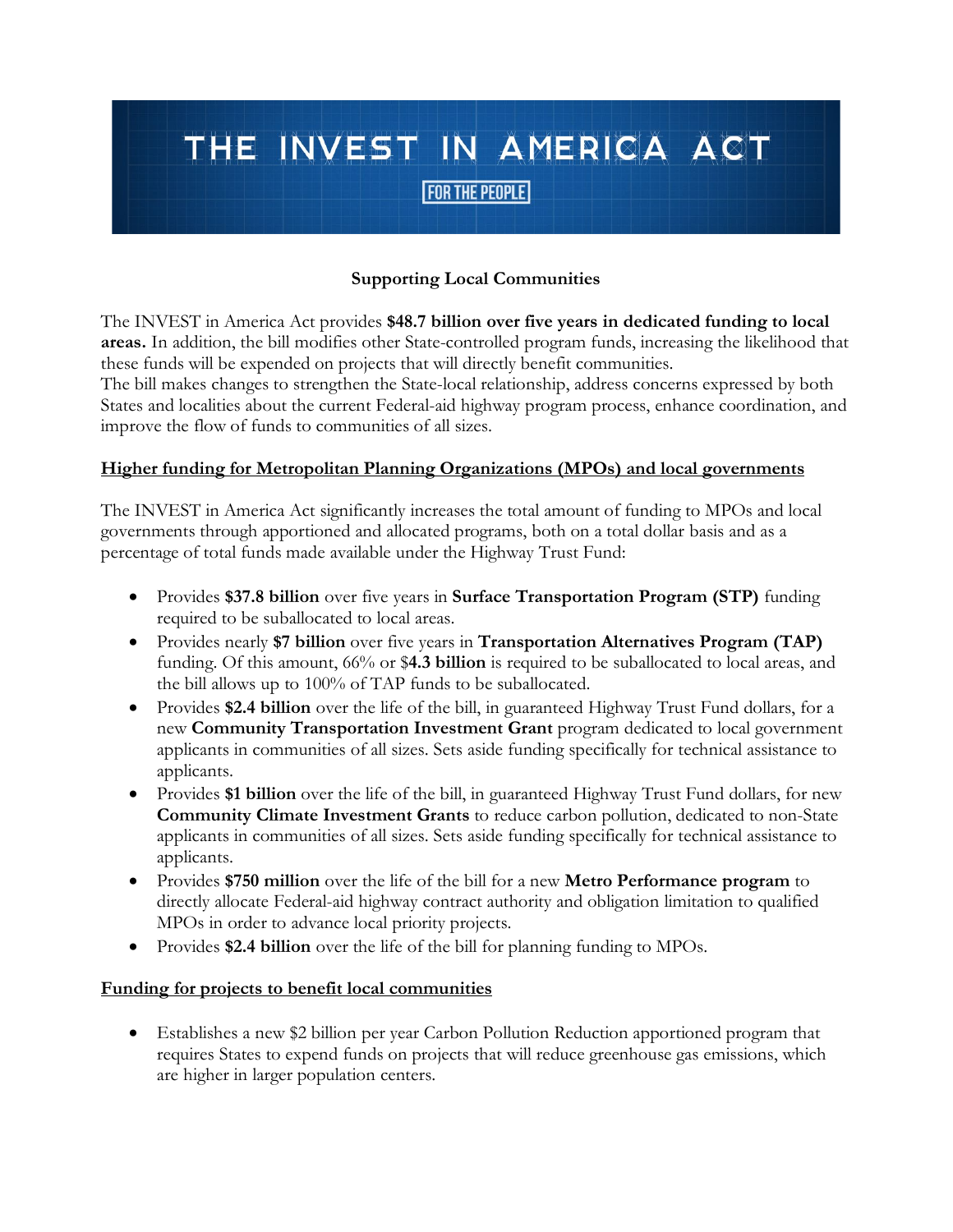# THE INVEST IN AMERICA ACT

FOR THE PEOPLE

## Supporting Local Communities

The INVEST in America Act provides **$48.7 billion over five years in dedicated funding to local areas.** In addition, the bill modifies other State-controlled program funds, increasing the likelihood that these funds will be expended on projects that will directly benefit communities.

The bill makes changes to strengthen the State-local relationship, address concerns expressed by both States and localities about the current Federal-aid highway program process, enhance coordination, and improve the flow of funds to communities of all sizes.

### Higher funding for Metropolitan Planning Organizations (MPOs) and local governments

The INVEST in America Act significantly increases the total amount of funding to MPOs and local governments through apportioned and allocated programs, both on a total dollar basis and as a percentage of total funds made available under the Highway Trust Fund:

- Provides **$37.8 billion** over five years in **Surface Transportation Program (STP)** funding required to be suballocated to local areas.
- Provides nearly **$7 billion** over five years in **Transportation Alternatives Program (TAP)** funding. Of this amount, 66% or $**4.3 billion** is required to be suballocated to local areas, and the bill allows up to 100% of TAP funds to be suballocated.
- Provides **$2.4 billion** over the life of the bill, in guaranteed Highway Trust Fund dollars, for a new **Community Transportation Investment Grant** program dedicated to local government applicants in communities of all sizes. Sets aside funding specifically for technical assistance to applicants.
- Provides **$1 billion** over the life of the bill, in guaranteed Highway Trust Fund dollars, for new **Community Climate Investment Grants** to reduce carbon pollution, dedicated to non-State applicants in communities of all sizes. Sets aside funding specifically for technical assistance to applicants.
- Provides **$750 million** over the life of the bill for a new **Metro Performance program** to directly allocate Federal-aid highway contract authority and obligation limitation to qualified MPOs in order to advance local priority projects.
- Provides **$2.4 billion** over the life of the bill for planning funding to MPOs.

### Funding for projects to benefit local communities

- Establishes a new $2 billion per year Carbon Pollution Reduction apportioned program that requires States to expend funds on projects that will reduce greenhouse gas emissions, which are higher in larger population centers.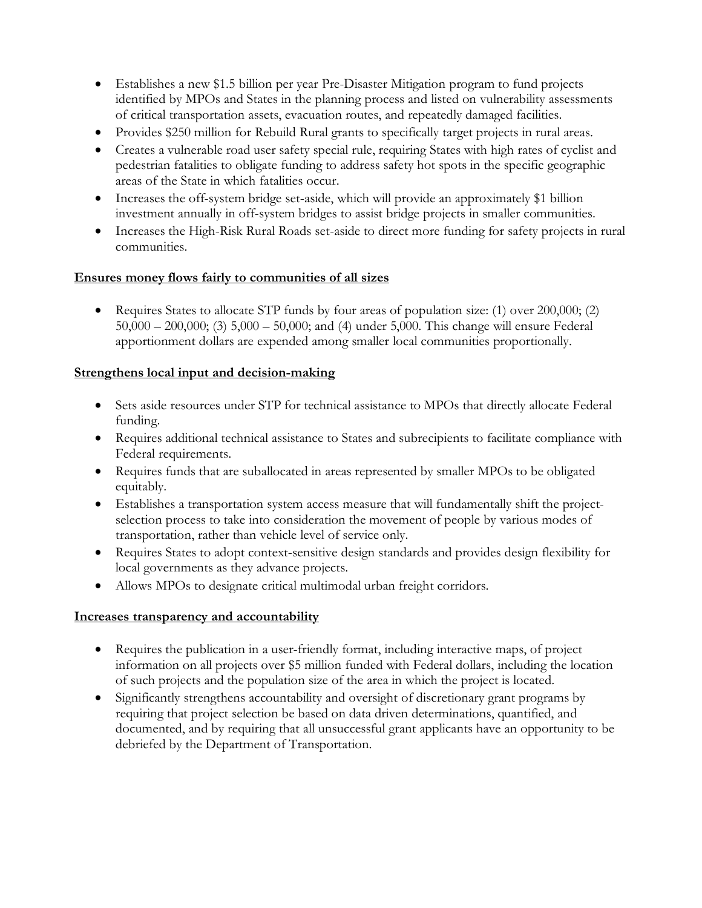- Establishes a new $1.5 billion per year Pre-Disaster Mitigation program to fund projects identified by MPOs and States in the planning process and listed on vulnerability assessments of critical transportation assets, evacuation routes, and repeatedly damaged facilities.
- Provides $250 million for Rebuild Rural grants to specifically target projects in rural areas.
- Creates a vulnerable road user safety special rule, requiring States with high rates of cyclist and pedestrian fatalities to obligate funding to address safety hot spots in the specific geographic areas of the State in which fatalities occur.
- Increases the off-system bridge set-aside, which will provide an approximately $1 billion investment annually in off-system bridges to assist bridge projects in smaller communities.
- Increases the High-Risk Rural Roads set-aside to direct more funding for safety projects in rural communities.

**Ensures money flows fairly to communities of all sizes**

- Requires States to allocate STP funds by four areas of population size: (1) over 200,000; (2) 50,000 – 200,000; (3) 5,000 – 50,000; and (4) under 5,000. This change will ensure Federal apportionment dollars are expended among smaller local communities proportionally.

**Strengthens local input and decision-making**

- Sets aside resources under STP for technical assistance to MPOs that directly allocate Federal funding.
- Requires additional technical assistance to States and subrecipients to facilitate compliance with Federal requirements.
- Requires funds that are suballocated in areas represented by smaller MPOs to be obligated equitably.
- Establishes a transportation system access measure that will fundamentally shift the project-selection process to take into consideration the movement of people by various modes of transportation, rather than vehicle level of service only.
- Requires States to adopt context-sensitive design standards and provides design flexibility for local governments as they advance projects.
- Allows MPOs to designate critical multimodal urban freight corridors.

**Increases transparency and accountability**

- Requires the publication in a user-friendly format, including interactive maps, of project information on all projects over $5 million funded with Federal dollars, including the location of such projects and the population size of the area in which the project is located.
- Significantly strengthens accountability and oversight of discretionary grant programs by requiring that project selection be based on data driven determinations, quantified, and documented, and by requiring that all unsuccessful grant applicants have an opportunity to be debriefed by the Department of Transportation.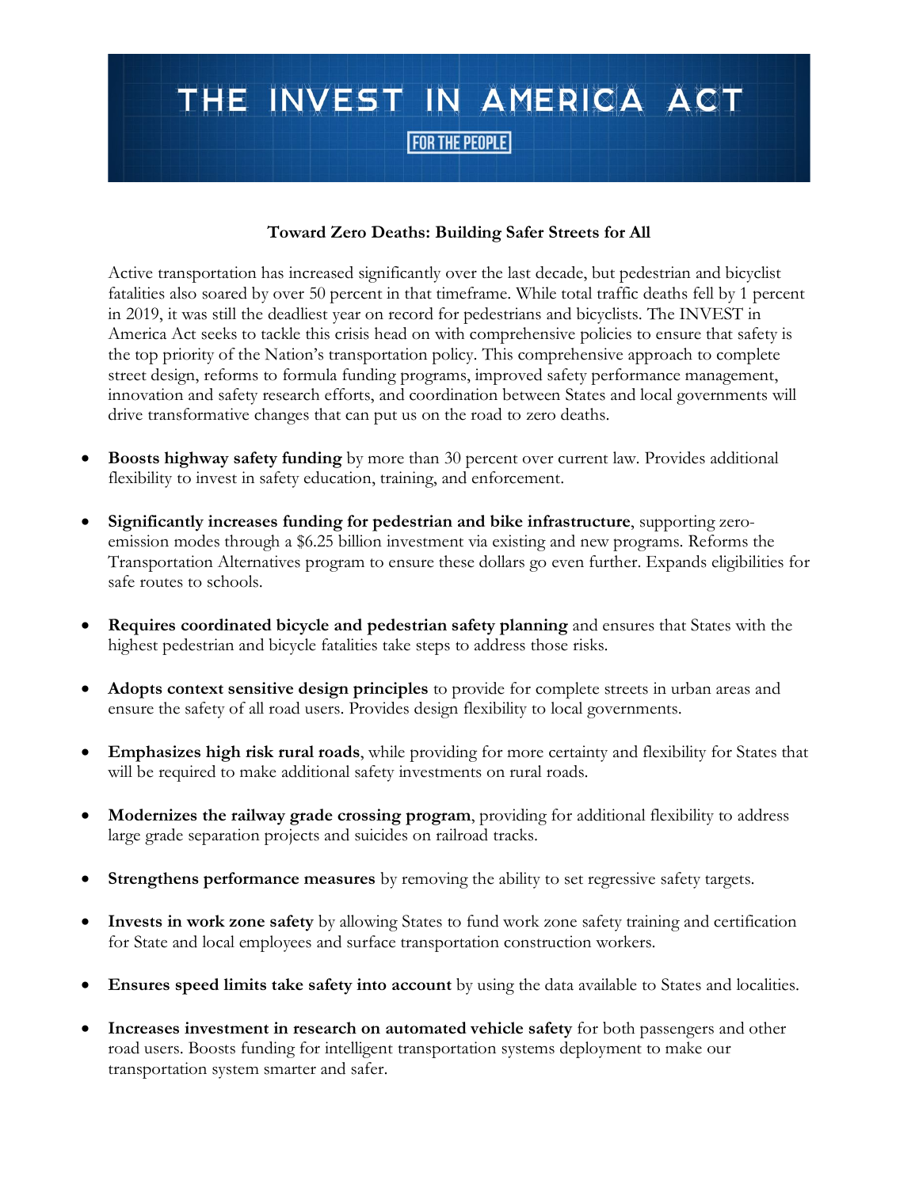# THE INVEST IN AMERICA ACT

FOR THE PEOPLE

## Toward Zero Deaths: Building Safer Streets for All

Active transportation has increased significantly over the last decade, but pedestrian and bicyclist fatalities also soared by over 50 percent in that timeframe. While total traffic deaths fell by 1 percent in 2019, it was still the deadliest year on record for pedestrians and bicyclists. The INVEST in America Act seeks to tackle this crisis head on with comprehensive policies to ensure that safety is the top priority of the Nation's transportation policy. This comprehensive approach to complete street design, reforms to formula funding programs, improved safety performance management, innovation and safety research efforts, and coordination between States and local governments will drive transformative changes that can put us on the road to zero deaths.

- **Boosts highway safety funding** by more than 30 percent over current law. Provides additional flexibility to invest in safety education, training, and enforcement.
- **Significantly increases funding for pedestrian and bike infrastructure**, supporting zero-emission modes through a $6.25 billion investment via existing and new programs. Reforms the Transportation Alternatives program to ensure these dollars go even further. Expands eligibilities for safe routes to schools.
- **Requires coordinated bicycle and pedestrian safety planning** and ensures that States with the highest pedestrian and bicycle fatalities take steps to address those risks.
- **Adopts context sensitive design principles** to provide for complete streets in urban areas and ensure the safety of all road users. Provides design flexibility to local governments.
- **Emphasizes high risk rural roads**, while providing for more certainty and flexibility for States that will be required to make additional safety investments on rural roads.
- **Modernizes the railway grade crossing program**, providing for additional flexibility to address large grade separation projects and suicides on railroad tracks.
- **Strengthens performance measures** by removing the ability to set regressive safety targets.
- **Invests in work zone safety** by allowing States to fund work zone safety training and certification for State and local employees and surface transportation construction workers.
- **Ensures speed limits take safety into account** by using the data available to States and localities.
- **Increases investment in research on automated vehicle safety** for both passengers and other road users. Boosts funding for intelligent transportation systems deployment to make our transportation system smarter and safer.